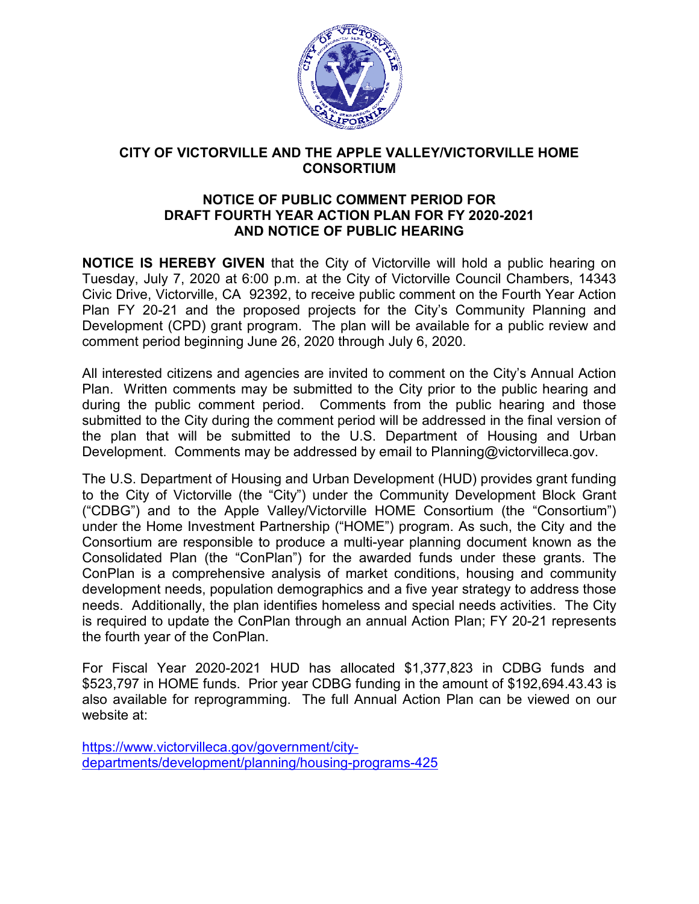# CITY OF VICTORVILLE AND THE APPLE VALLEY/VICTORVILLE HOME CONSORTIUM

## NOTICE OF PUBLIC COMMENT PERIOD FOR DRAFT FOURTH YEAR ACTION PLAN FOR FY 2020-2021 AND NOTICE OF PUBLIC HEARING

**NOTICE IS HEREBY GIVEN** that the City of Victorville will hold a public hearing on Tuesday, July 7, 2020 at 6:00 p.m. at the City of Victorville Council Chambers, 14343 Civic Drive, Victorville, CA 92392, to receive public comment on the Fourth Year Action Plan FY 20-21 and the proposed projects for the City's Community Planning and Development (CPD) grant program. The plan will be available for a public review and comment period beginning June 26, 2020 through July 6, 2020.

All interested citizens and agencies are invited to comment on the City's Annual Action Plan. Written comments may be submitted to the City prior to the public hearing and during the public comment period. Comments from the public hearing and those submitted to the City during the comment period will be addressed in the final version of the plan that will be submitted to the U.S. Department of Housing and Urban Development. Comments may be addressed by email to Planning@victorvilleca.gov.

The U.S. Department of Housing and Urban Development (HUD) provides grant funding to the City of Victorville (the "City") under the Community Development Block Grant ("CDBG") and to the Apple Valley/Victorville HOME Consortium (the "Consortium") under the Home Investment Partnership ("HOME") program. As such, the City and the Consortium are responsible to produce a multi-year planning document known as the Consolidated Plan (the "ConPlan") for the awarded funds under these grants. The ConPlan is a comprehensive analysis of market conditions, housing and community development needs, population demographics and a five year strategy to address those needs. Additionally, the plan identifies homeless and special needs activities. The City is required to update the ConPlan through an annual Action Plan; FY 20-21 represents the fourth year of the ConPlan.

For Fiscal Year 2020-2021 HUD has allocated $1,377,823 in CDBG funds and $523,797 in HOME funds. Prior year CDBG funding in the amount of $192,694.43.43 is also available for reprogramming. The full Annual Action Plan can be viewed on our website at:

https://www.victorvilleca.gov/government/city-departments/development/planning/housing-programs-425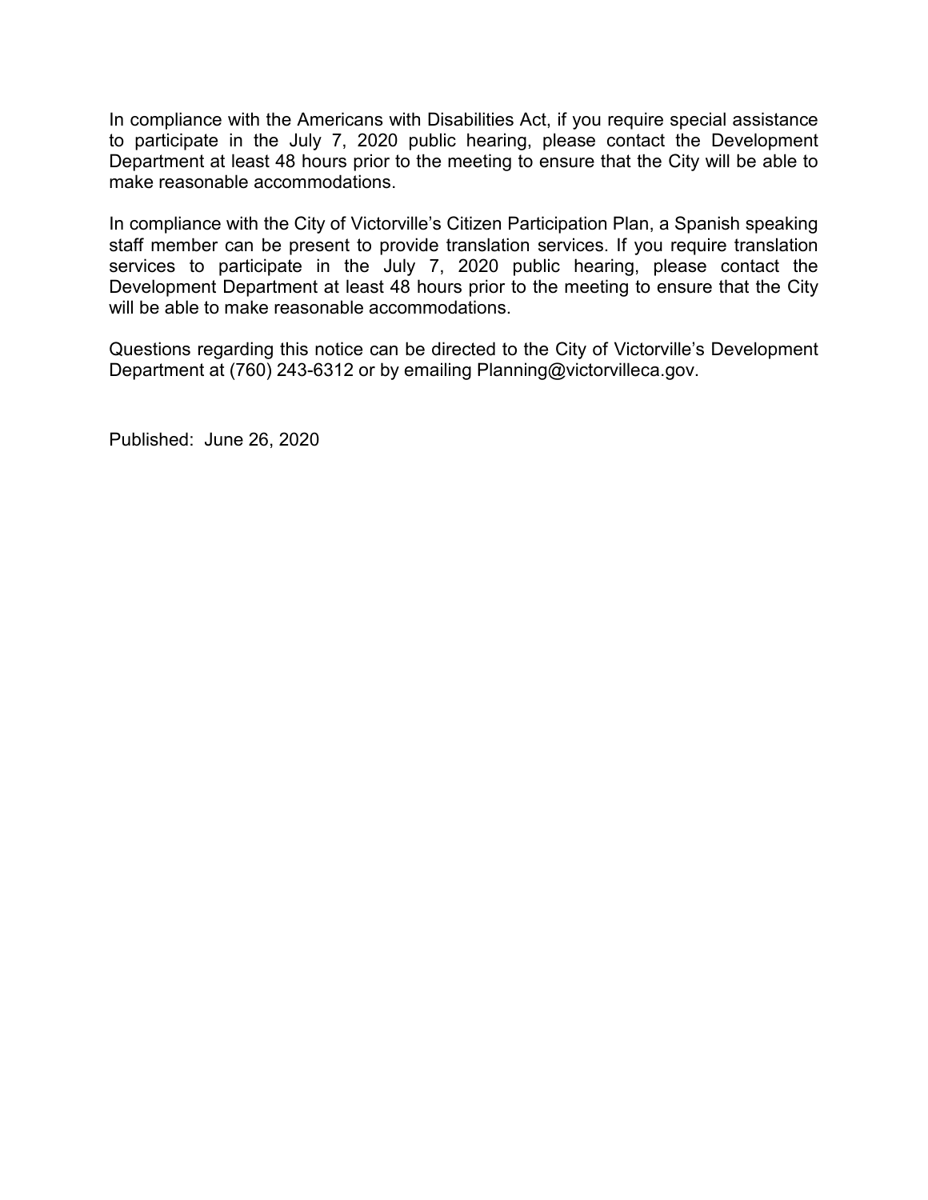In compliance with the Americans with Disabilities Act, if you require special assistance to participate in the July 7, 2020 public hearing, please contact the Development Department at least 48 hours prior to the meeting to ensure that the City will be able to make reasonable accommodations.

In compliance with the City of Victorville's Citizen Participation Plan, a Spanish speaking staff member can be present to provide translation services. If you require translation services to participate in the July 7, 2020 public hearing, please contact the Development Department at least 48 hours prior to the meeting to ensure that the City will be able to make reasonable accommodations.

Questions regarding this notice can be directed to the City of Victorville's Development Department at (760) 243-6312 or by emailing Planning@victorvilleca.gov.

Published: June 26, 2020